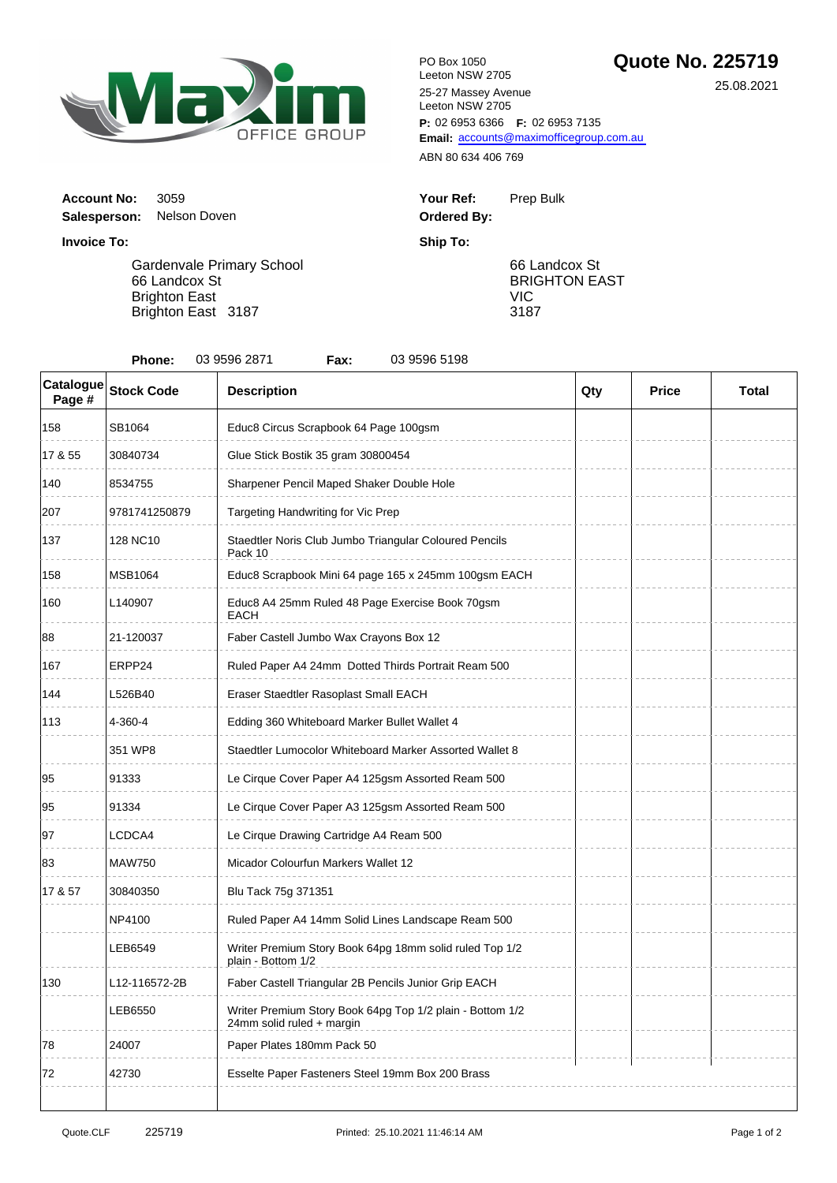# Quote No. 225719

25.08.2021

PO Box 1050
Leeton NSW 2705

25-27 Massey Avenue
Leeton NSW 2705

**P:** 02 6953 6366 **F:** 02 6953 7135

**Email:** accounts@maximofficegroup.com.au

ABN 80 634 406 769

**Account No:** 3059
**Salesperson:** Nelson Doven

**Your Ref:** Prep Bulk
**Ordered By:**

**Invoice To:**

Gardenvale Primary School
66 Landcox St
Brighton East
Brighton East 3187

**Ship To:**

66 Landcox St
BRIGHTON EAST
VIC
3187

**Phone:** 03 9596 2871 **Fax:** 03 9596 5198

| Catalogue Page # | Stock Code | Description | Qty | Price | Total |
|---|---|---|---|---|---|
| 158 | SB1064 | Educ8 Circus Scrapbook 64 Page 100gsm | | | |
| 17 & 55 | 30840734 | Glue Stick Bostik 35 gram 30800454 | | | |
| 140 | 8534755 | Sharpener Pencil Maped Shaker Double Hole | | | |
| 207 | 9781741250879 | Targeting Handwriting for Vic Prep | | | |
| 137 | 128 NC10 | Staedtler Noris Club Jumbo Triangular Coloured Pencils Pack 10 | | | |
| 158 | MSB1064 | Educ8 Scrapbook Mini 64 page 165 x 245mm 100gsm EACH | | | |
| 160 | L140907 | Educ8 A4 25mm Ruled 48 Page Exercise Book 70gsm EACH | | | |
| 88 | 21-120037 | Faber Castell Jumbo Wax Crayons Box 12 | | | |
| 167 | ERPP24 | Ruled Paper A4 24mm Dotted Thirds Portrait Ream 500 | | | |
| 144 | L526B40 | Eraser Staedtler Rasoplast Small EACH | | | |
| 113 | 4-360-4 | Edding 360 Whiteboard Marker Bullet Wallet 4 | | | |
| | 351 WP8 | Staedtler Lumocolor Whiteboard Marker Assorted Wallet 8 | | | |
| 95 | 91333 | Le Cirque Cover Paper A4 125gsm Assorted Ream 500 | | | |
| 95 | 91334 | Le Cirque Cover Paper A3 125gsm Assorted Ream 500 | | | |
| 97 | LCDCA4 | Le Cirque Drawing Cartridge A4 Ream 500 | | | |
| 83 | MAW750 | Micador Colourfun Markers Wallet 12 | | | |
| 17 & 57 | 30840350 | Blu Tack 75g 371351 | | | |
| | NP4100 | Ruled Paper A4 14mm Solid Lines Landscape Ream 500 | | | |
| | LEB6549 | Writer Premium Story Book 64pg 18mm solid ruled Top 1/2 plain - Bottom 1/2 | | | |
| 130 | L12-116572-2B | Faber Castell Triangular 2B Pencils Junior Grip EACH | | | |
| | LEB6550 | Writer Premium Story Book 64pg Top 1/2 plain - Bottom 1/2 24mm solid ruled + margin | | | |
| 78 | 24007 | Paper Plates 180mm Pack 50 | | | |
| 72 | 42730 | Esselte Paper Fasteners Steel 19mm Box 200 Brass | | | |

Quote.CLF 225719 Printed: 25.10.2021 11:46:14 AM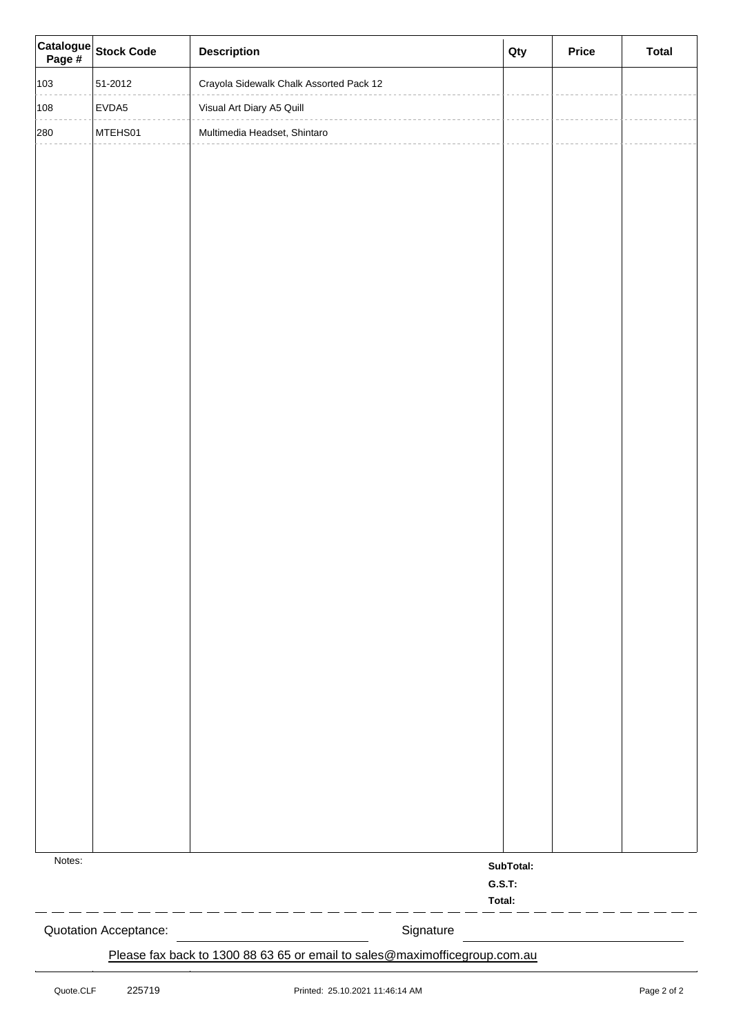| Catalogue Page # | Stock Code | Description | Qty | Price | Total |
|---|---|---|---|---|---|
| 103 | 51-2012 | Crayola Sidewalk Chalk Assorted Pack 12 | | | |
| 108 | EVDA5 | Visual Art Diary A5 Quill | | | |
| 280 | MTEHS01 | Multimedia Headset, Shintaro | | | |

Notes:

**SubTotal:**

**G.S.T:**

**Total:**

Quotation Acceptance: ____________________ Signature ____________________

Please fax back to 1300 88 63 65 or email to sales@maximofficegroup.com.au

Quote.CLF 225719 Printed: 25.10.2021 11:46:14 AM